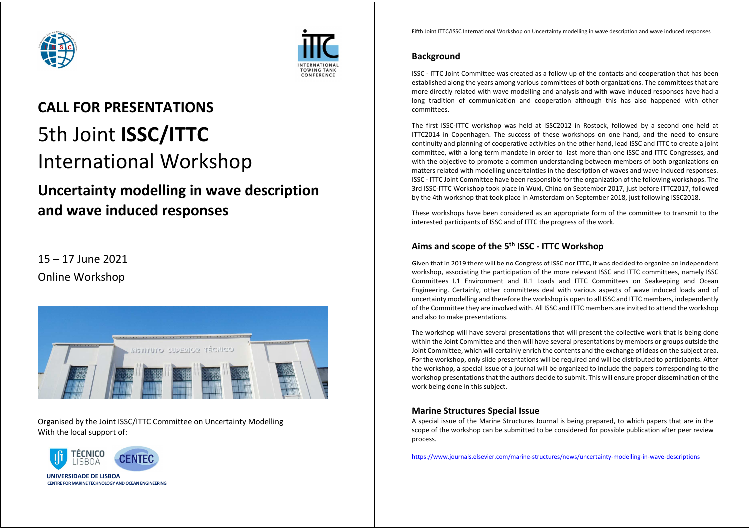# CALL FOR PRESENTATIONS

# 5th Joint **ISSC/ITTC** International Workshop

## Uncertainty modelling in wave description and wave induced responses

15 – 17 June 2021

Online Workshop

Organised by the Joint ISSC/ITTC Committee on Uncertainty Modelling
With the local support of:

UNIVERSIDADE DE LISBOA
CENTRE FOR MARINE TECHNOLOGY AND OCEAN ENGINEERING

### Background

ISSC - ITTC Joint Committee was created as a follow up of the contacts and cooperation that has been established along the years among various committees of both organizations. The committees that are more directly related with wave modelling and analysis and with wave induced responses have had a long tradition of communication and cooperation although this has also happened with other committees.

The first ISSC-ITTC workshop was held at ISSC2012 in Rostock, followed by a second one held at ITTC2014 in Copenhagen. The success of these workshops on one hand, and the need to ensure continuity and planning of cooperative activities on the other hand, lead ISSC and ITTC to create a joint committee, with a long term mandate in order to last more than one ISSC and ITTC Congresses, and with the objective to promote a common understanding between members of both organizations on matters related with modelling uncertainties in the description of waves and wave induced responses. ISSC - ITTC Joint Committee have been responsible for the organization of the following workshops. The 3rd ISSC-ITTC Workshop took place in Wuxi, China on September 2017, just before ITTC2017, followed by the 4th workshop that took place in Amsterdam on September 2018, just following ISSC2018.

These workshops have been considered as an appropriate form of the committee to transmit to the interested participants of ISSC and of ITTC the progress of the work.

### Aims and scope of the 5th ISSC - ITTC Workshop

Given that in 2019 there will be no Congress of ISSC nor ITTC, it was decided to organize an independent workshop, associating the participation of the more relevant ISSC and ITTC committees, namely ISSC Committees I.1 Environment and II.1 Loads and ITTC Committees on Seakeeping and Ocean Engineering. Certainly, other committees deal with various aspects of wave induced loads and of uncertainty modelling and therefore the workshop is open to all ISSC and ITTC members, independently of the Committee they are involved with. All ISSC and ITTC members are invited to attend the workshop and also to make presentations.

The workshop will have several presentations that will present the collective work that is being done within the Joint Committee and then will have several presentations by members or groups outside the Joint Committee, which will certainly enrich the contents and the exchange of ideas on the subject area. For the workshop, only slide presentations will be required and will be distributed to participants. After the workshop, a special issue of a journal will be organized to include the papers corresponding to the workshop presentations that the authors decide to submit. This will ensure proper dissemination of the work being done in this subject.

### Marine Structures Special Issue

A special issue of the Marine Structures Journal is being prepared, to which papers that are in the scope of the workshop can be submitted to be considered for possible publication after peer review process.

https://www.journals.elsevier.com/marine-structures/news/uncertainty-modelling-in-wave-descriptions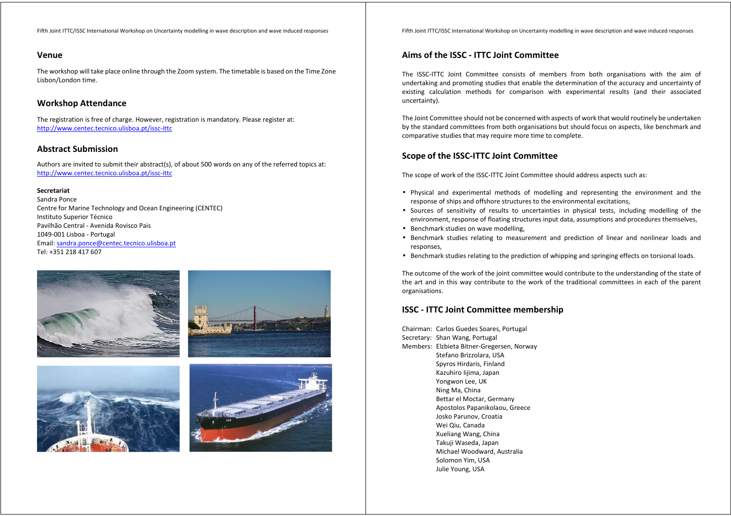## Venue

The workshop will take place online through the Zoom system. The timetable is based on the Time Zone Lisbon/London time.

## Workshop Attendance

The registration is free of charge. However, registration is mandatory. Please register at: http://www.centec.tecnico.ulisboa.pt/issc-ittc

## Abstract Submission

Authors are invited to submit their abstract(s), of about 500 words on any of the referred topics at: http://www.centec.tecnico.ulisboa.pt/issc-ittc

**Secretariat**
Sandra Ponce
Centre for Marine Technology and Ocean Engineering (CENTEC)
Instituto Superior Técnico
Pavilhão Central - Avenida Rovisco Pais
1049-001 Lisboa - Portugal
Email: sandra.ponce@centec.tecnico.ulisboa.pt
Tel: +351 218 417 607

## Aims of the ISSC - ITTC Joint Committee

The ISSC-ITTC Joint Committee consists of members from both organisations with the aim of undertaking and promoting studies that enable the determination of the accuracy and uncertainty of existing calculation methods for comparison with experimental results (and their associated uncertainty).

The Joint Committee should not be concerned with aspects of work that would routinely be undertaken by the standard committees from both organisations but should focus on aspects, like benchmark and comparative studies that may require more time to complete.

## Scope of the ISSC-ITTC Joint Committee

The scope of work of the ISSC-ITTC Joint Committee should address aspects such as:

- Physical and experimental methods of modelling and representing the environment and the response of ships and offshore structures to the environmental excitations,
- Sources of sensitivity of results to uncertainties in physical tests, including modelling of the environment, response of floating structures input data, assumptions and procedures themselves,
- Benchmark studies on wave modelling,
- Benchmark studies relating to measurement and prediction of linear and nonlinear loads and responses,
- Benchmark studies relating to the prediction of whipping and springing effects on torsional loads.

The outcome of the work of the joint committee would contribute to the understanding of the state of the art and in this way contribute to the work of the traditional committees in each of the parent organisations.

## ISSC - ITTC Joint Committee membership

Chairman: Carlos Guedes Soares, Portugal
Secretary: Shan Wang, Portugal
Members: Elzbieta Bitner-Gregersen, Norway
Stefano Brizzolara, USA
Spyros Hirdaris, Finland
Kazuhiro Iijima, Japan
Yongwon Lee, UK
Ning Ma, China
Bettar el Moctar, Germany
Apostolos Papanikolaou, Greece
Josko Parunov, Croatia
Wei Qiu, Canada
Xueliang Wang, China
Takuji Waseda, Japan
Michael Woodward, Australia
Solomon Yim, USA
Julie Young, USA